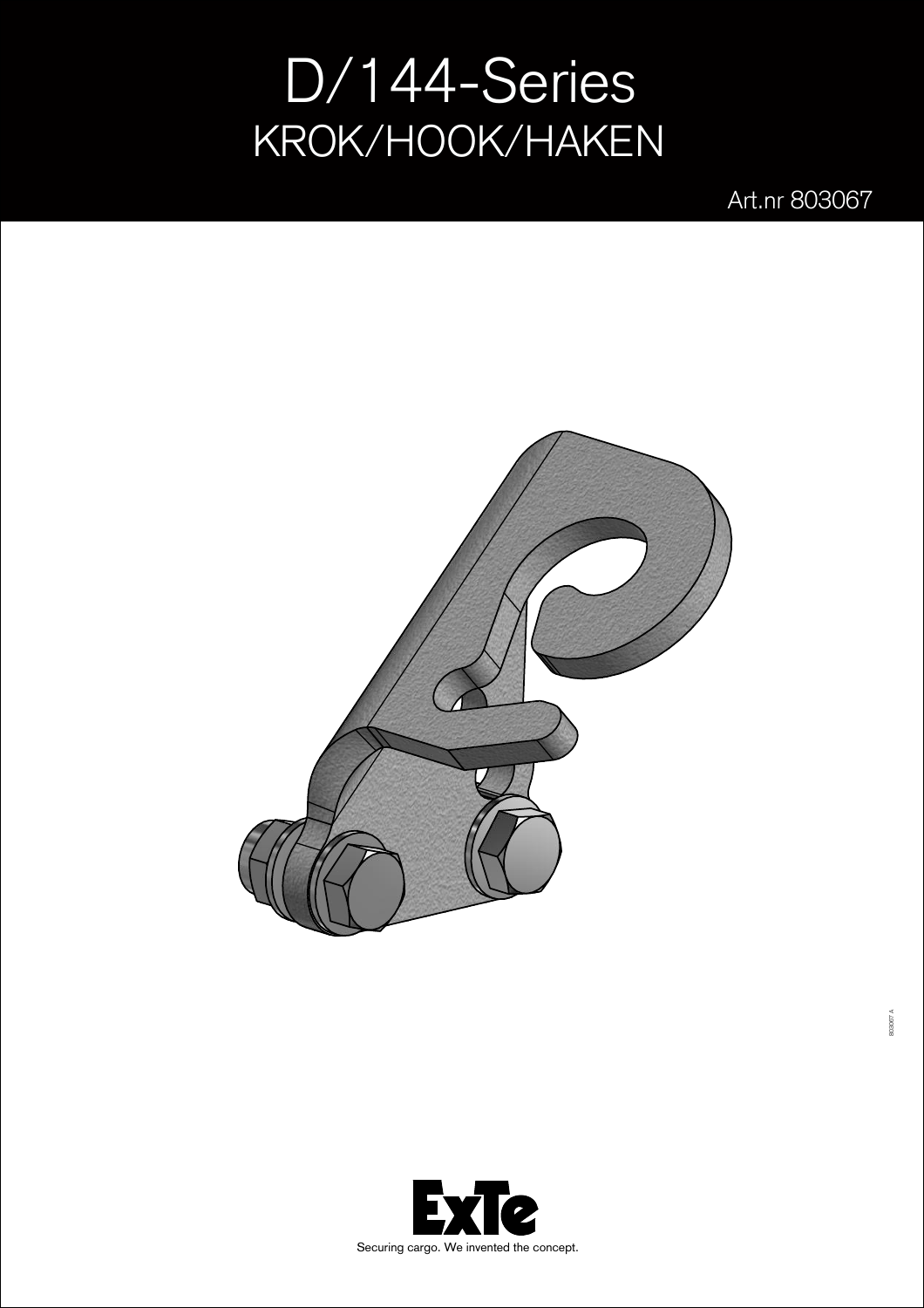# D/144-Series
## KROK/HOOK/HAKEN

Art.nr 803067

803067 A

ExTe

Securing cargo. We invented the concept.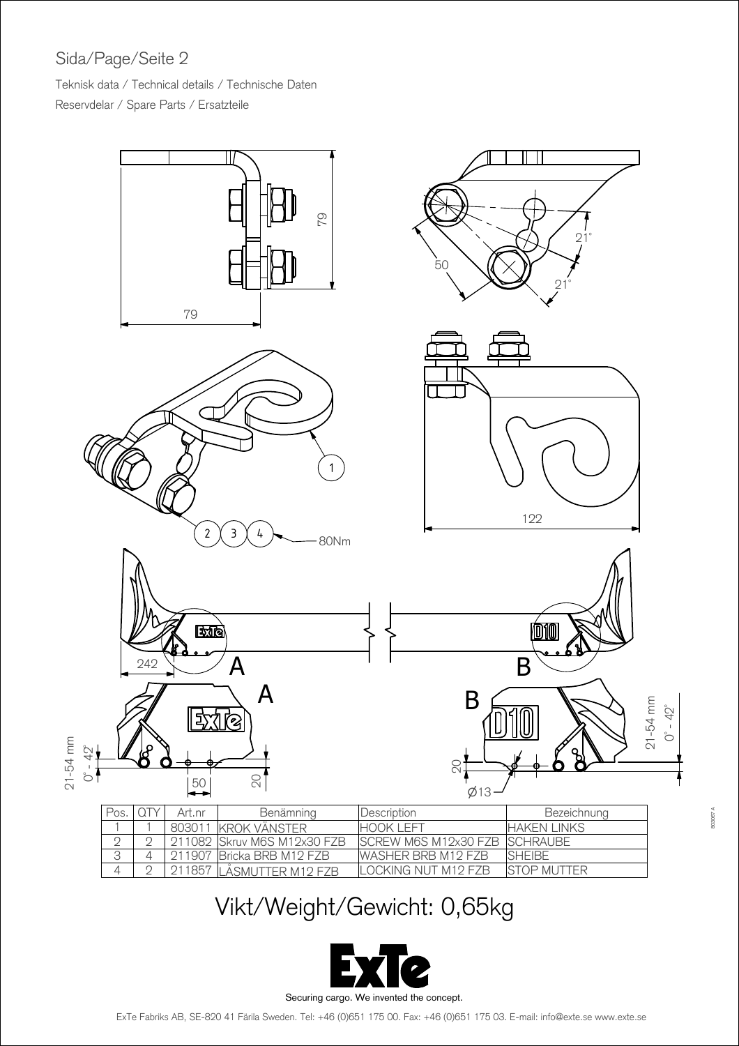Sida/Page/Seite 2

Teknisk data / Technical details / Technische Daten

Reservdelar / Spare Parts / Ersatzteile

| Pos. | QTY | Art.nr | Benämning | Description | Bezeichnung |
|---|---|---|---|---|---|
| 1 | 1 | 803011 | KROK VÄNSTER | HOOK LEFT | HAKEN LINKS |
| 2 | 2 | 211082 | Skruv M6S M12x30 FZB | SCREW M6S M12x30 FZB | SCHRAUBE |
| 3 | 4 | 211907 | Bricka BRB M12 FZB | WASHER BRB M12 FZB | SHEIBE |
| 4 | 2 | 211857 | LÅSMUTTER M12 FZB | LOCKING NUT M12 FZB | STOP MUTTER |

## Vikt/Weight/Gewicht: 0,65kg

Securing cargo. We invented the concept.

ExTe Fabriks AB, SE-820 41 Färila Sweden. Tel: +46 (0)651 175 00. Fax: +46 (0)651 175 03. E-mail: info@exte.se www.exte.se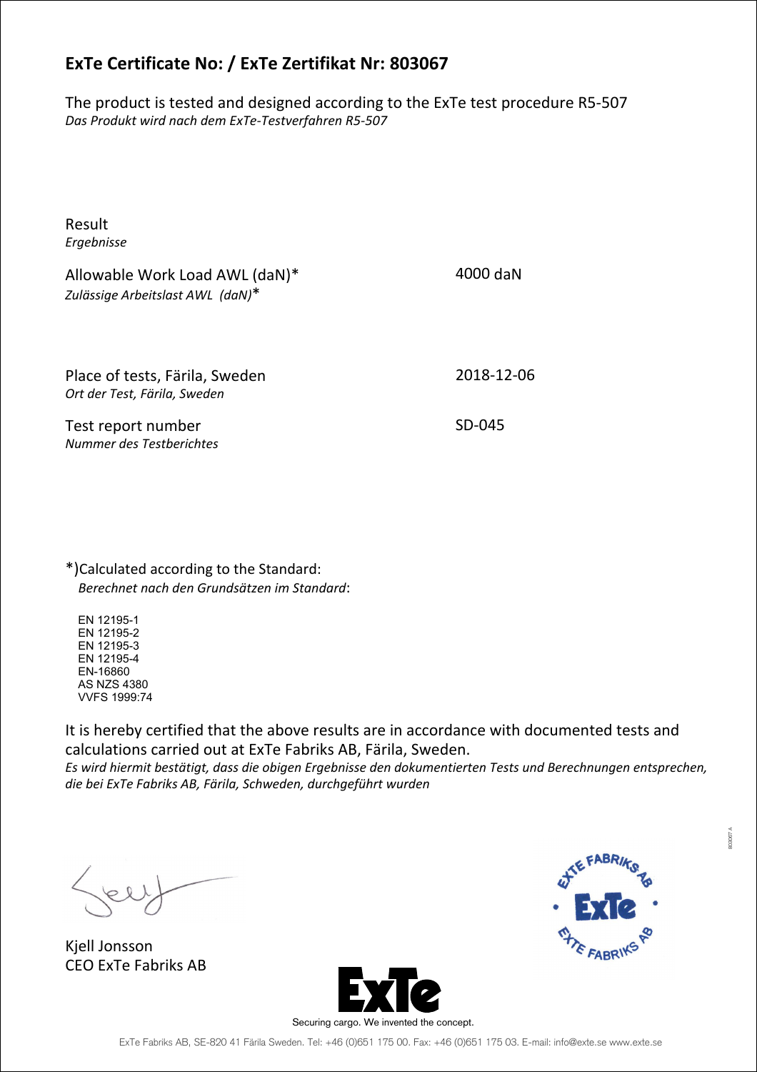## ExTe Certificate No: / ExTe Zertifikat Nr: 803067

The product is tested and designed according to the ExTe test procedure R5-507
*Das Produkt wird nach dem ExTe-Testverfahren R5-507*

Result
*Ergebnisse*

| | |
|---|---|
| Allowable Work Load AWL (daN)* <br> *Zulässige Arbeitslast AWL (daN)** | 4000 daN |
| Place of tests, Färila, Sweden <br> *Ort der Test, Färila, Sweden* | 2018-12-06 |
| Test report number <br> *Nummer des Testberichtes* | SD-045 |

*)Calculated according to the Standard:
*Berechnet nach den Grundsätzen im Standard*:

EN 12195-1
EN 12195-2
EN 12195-3
EN 12195-4
EN-16860
AS NZS 4380
VVFS 1999:74

It is hereby certified that the above results are in accordance with documented tests and calculations carried out at ExTe Fabriks AB, Färila, Sweden.
*Es wird hiermit bestätigt, dass die obigen Ergebnisse den dokumentierten Tests und Berechnungen entsprechen, die bei ExTe Fabriks AB, Färila, Schweden, durchgeführt wurden*

Kjell Jonsson
CEO ExTe Fabriks AB

EXTE FABRIKS AB • ExTe • EXTE FABRIKS AB

ExTe
Securing cargo. We invented the concept.

ExTe Fabriks AB, SE-820 41 Färila Sweden. Tel: +46 (0)651 175 00. Fax: +46 (0)651 175 03. E-mail: info@exte.se www.exte.se

803067 A